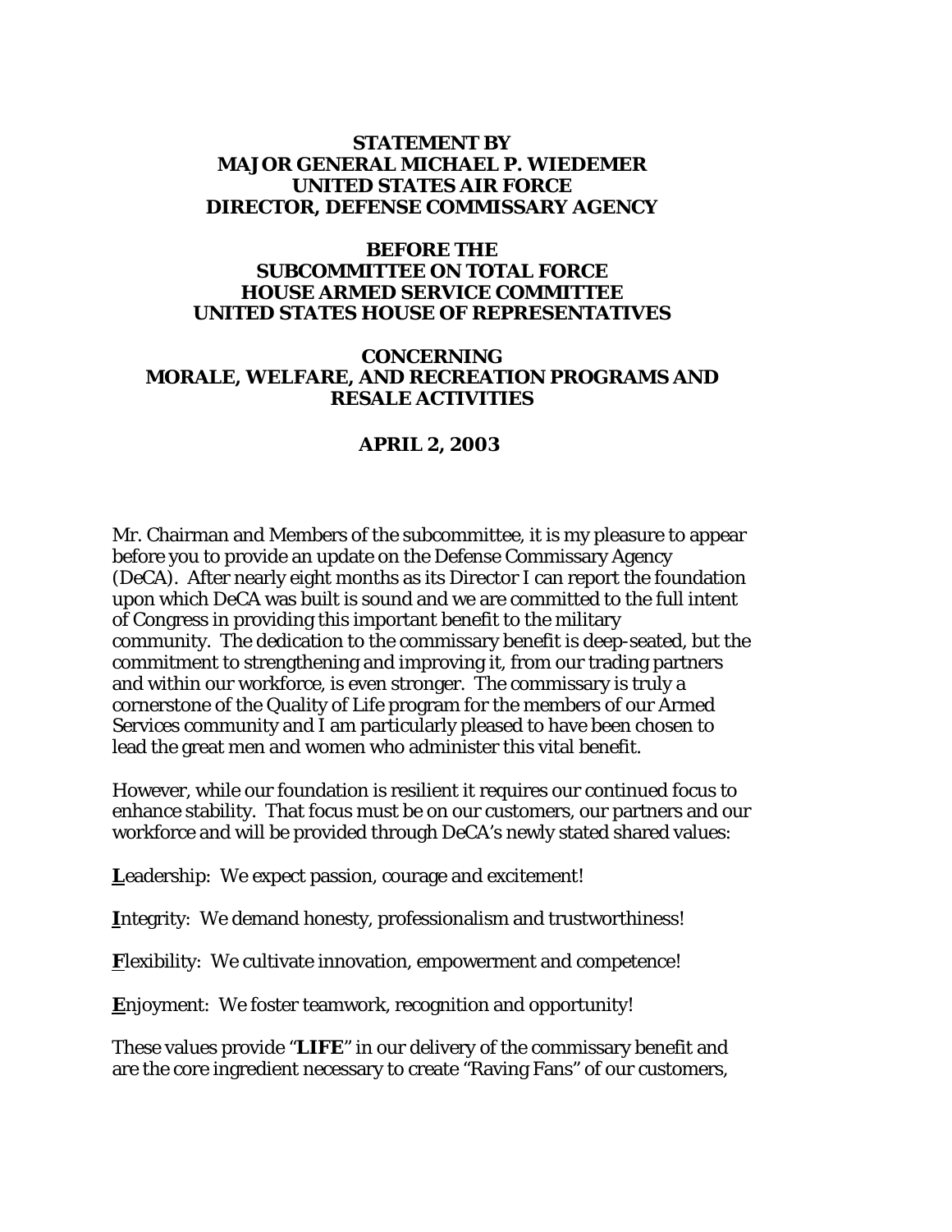**STATEMENT BY**
**MAJOR GENERAL MICHAEL P. WIEDEMER**
**UNITED STATES AIR FORCE**
**DIRECTOR, DEFENSE COMMISSARY AGENCY**

**BEFORE THE**
**SUBCOMMITTEE ON TOTAL FORCE**
**HOUSE ARMED SERVICE COMMITTEE**
**UNITED STATES HOUSE OF REPRESENTATIVES**

**CONCERNING**
**MORALE, WELFARE, AND RECREATION PROGRAMS AND RESALE ACTIVITIES**

**APRIL 2, 2003**

Mr. Chairman and Members of the subcommittee, it is my pleasure to appear before you to provide an update on the Defense Commissary Agency (DeCA). After nearly eight months as its Director I can report the foundation upon which DeCA was built is sound and we are committed to the full intent of Congress in providing this important benefit to the military community. The dedication to the commissary benefit is deep-seated, but the commitment to strengthening and improving it, from our trading partners and within our workforce, is even stronger. The commissary is truly a cornerstone of the Quality of Life program for the members of our Armed Services community and I am particularly pleased to have been chosen to lead the great men and women who administer this vital benefit.

However, while our foundation is resilient it requires our continued focus to enhance stability. That focus must be on our customers, our partners and our workforce and will be provided through DeCA's newly stated shared values:

**L**eadership: We expect passion, courage and excitement!

**I**ntegrity: We demand honesty, professionalism and trustworthiness!

**F**lexibility: We cultivate innovation, empowerment and competence!

**E**njoyment: We foster teamwork, recognition and opportunity!

These values provide "**LIFE**" in our delivery of the commissary benefit and are the core ingredient necessary to create "Raving Fans" of our customers,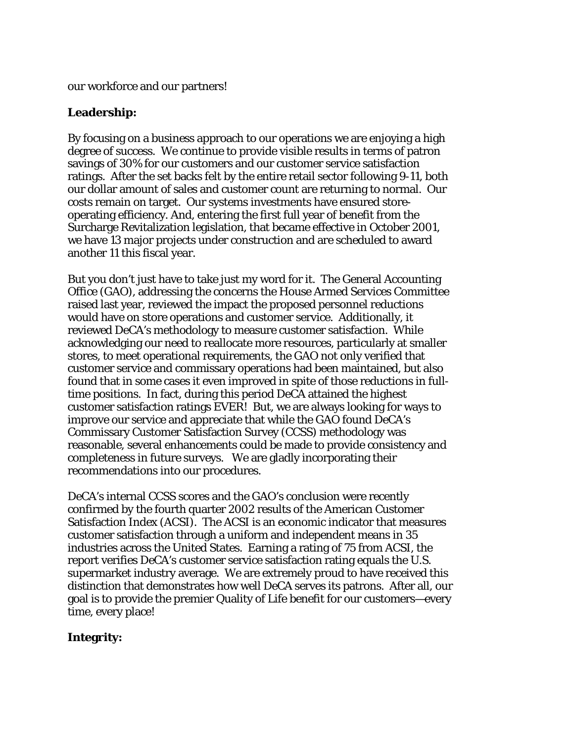our workforce and our partners!

**Leadership:**

By focusing on a business approach to our operations we are enjoying a high degree of success. We continue to provide visible results in terms of patron savings of 30% for our customers and our customer service satisfaction ratings. After the set backs felt by the entire retail sector following 9-11, both our dollar amount of sales and customer count are returning to normal. Our costs remain on target. Our systems investments have ensured store-operating efficiency. And, entering the first full year of benefit from the Surcharge Revitalization legislation, that became effective in October 2001, we have 13 major projects under construction and are scheduled to award another 11 this fiscal year.

But you don't just have to take just my word for it. The General Accounting Office (GAO), addressing the concerns the House Armed Services Committee raised last year, reviewed the impact the proposed personnel reductions would have on store operations and customer service. Additionally, it reviewed DeCA's methodology to measure customer satisfaction. While acknowledging our need to reallocate more resources, particularly at smaller stores, to meet operational requirements, the GAO not only verified that customer service and commissary operations had been maintained, but also found that in some cases it even improved in spite of those reductions in full-time positions. In fact, during this period DeCA attained the highest customer satisfaction ratings EVER! But, we are always looking for ways to improve our service and appreciate that while the GAO found DeCA's Commissary Customer Satisfaction Survey (CCSS) methodology was reasonable, several enhancements could be made to provide consistency and completeness in future surveys. We are gladly incorporating their recommendations into our procedures.

DeCA's internal CCSS scores and the GAO's conclusion were recently confirmed by the fourth quarter 2002 results of the American Customer Satisfaction Index (ACSI). The ACSI is an economic indicator that measures customer satisfaction through a uniform and independent means in 35 industries across the United States. Earning a rating of 75 from ACSI, the report verifies DeCA's customer service satisfaction rating equals the U.S. supermarket industry average. We are extremely proud to have received this distinction that demonstrates how well DeCA serves its patrons. After all, our goal is to provide the premier Quality of Life benefit for our customers—every time, every place!

**Integrity:**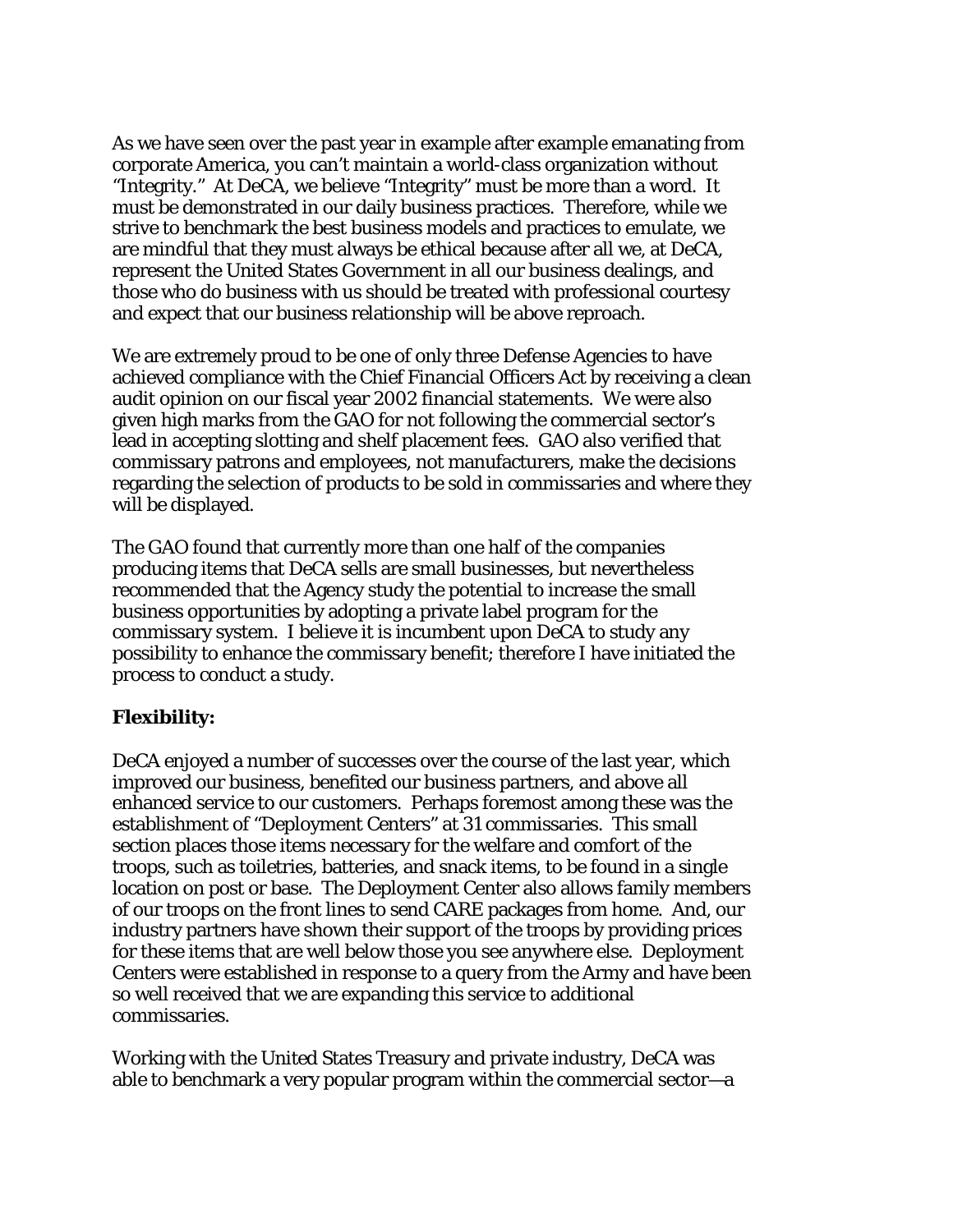As we have seen over the past year in example after example emanating from corporate America, you can't maintain a world-class organization without "Integrity." At DeCA, we believe "Integrity" must be more than a word. It must be demonstrated in our daily business practices. Therefore, while we strive to benchmark the best business models and practices to emulate, we are mindful that they must always be ethical because after all we, at DeCA, represent the United States Government in all our business dealings, and those who do business with us should be treated with professional courtesy and expect that our business relationship will be above reproach.

We are extremely proud to be one of only three Defense Agencies to have achieved compliance with the Chief Financial Officers Act by receiving a clean audit opinion on our fiscal year 2002 financial statements. We were also given high marks from the GAO for not following the commercial sector's lead in accepting slotting and shelf placement fees. GAO also verified that commissary patrons and employees, not manufacturers, make the decisions regarding the selection of products to be sold in commissaries and where they will be displayed.

The GAO found that currently more than one half of the companies producing items that DeCA sells are small businesses, but nevertheless recommended that the Agency study the potential to increase the small business opportunities by adopting a private label program for the commissary system. I believe it is incumbent upon DeCA to study any possibility to enhance the commissary benefit; therefore I have initiated the process to conduct a study.

**Flexibility:**

DeCA enjoyed a number of successes over the course of the last year, which improved our business, benefited our business partners, and above all enhanced service to our customers. Perhaps foremost among these was the establishment of "Deployment Centers" at 31 commissaries. This small section places those items necessary for the welfare and comfort of the troops, such as toiletries, batteries, and snack items, to be found in a single location on post or base. The Deployment Center also allows family members of our troops on the front lines to send CARE packages from home. And, our industry partners have shown their support of the troops by providing prices for these items that are well below those you see anywhere else. Deployment Centers were established in response to a query from the Army and have been so well received that we are expanding this service to additional commissaries.

Working with the United States Treasury and private industry, DeCA was able to benchmark a very popular program within the commercial sector—a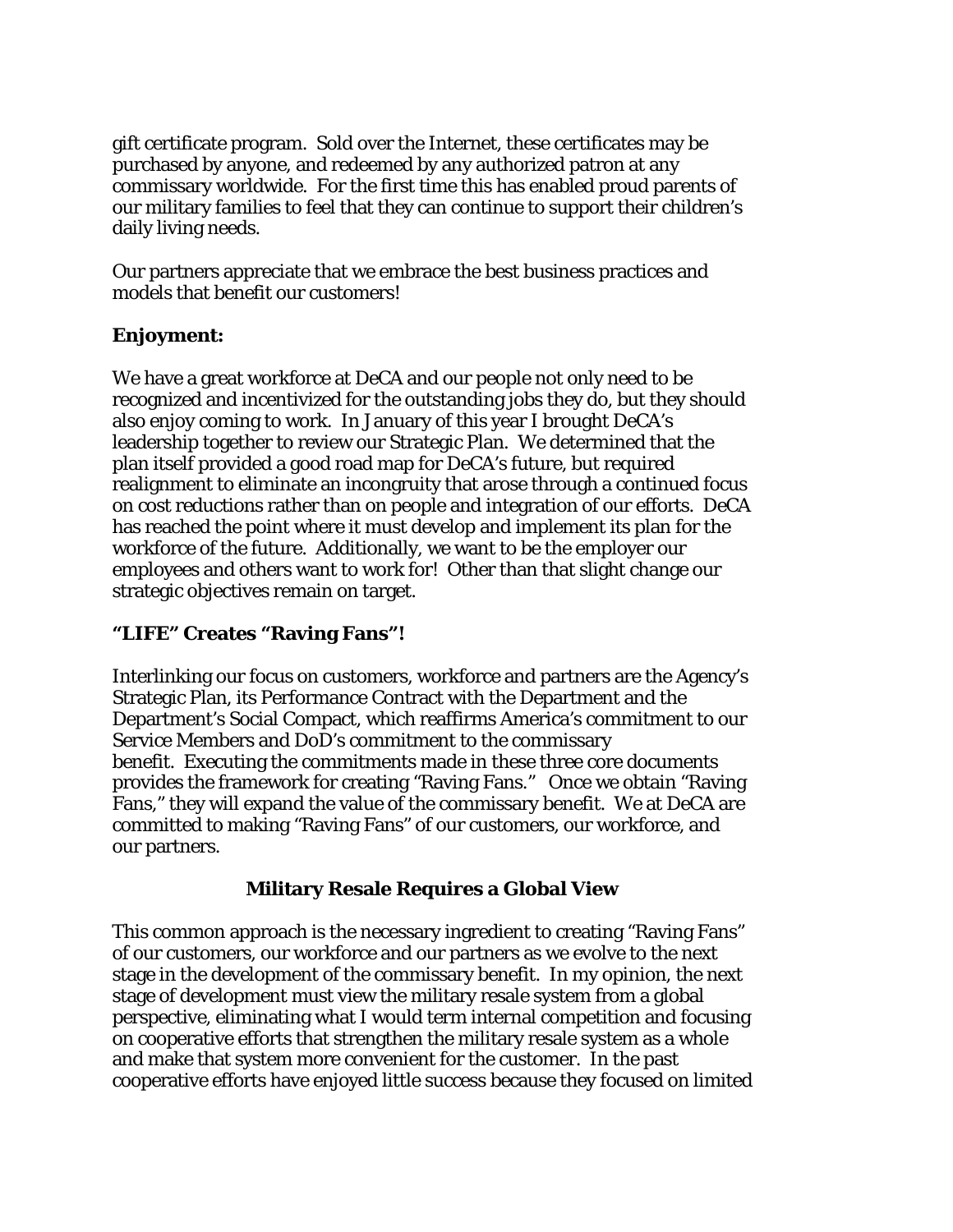gift certificate program. Sold over the Internet, these certificates may be purchased by anyone, and redeemed by any authorized patron at any commissary worldwide. For the first time this has enabled proud parents of our military families to feel that they can continue to support their children's daily living needs.

Our partners appreciate that we embrace the best business practices and models that benefit our customers!

**Enjoyment:**

We have a great workforce at DeCA and our people not only need to be recognized and incentivized for the outstanding jobs they do, but they should also enjoy coming to work. In January of this year I brought DeCA's leadership together to review our Strategic Plan. We determined that the plan itself provided a good road map for DeCA's future, but required realignment to eliminate an incongruity that arose through a continued focus on cost reductions rather than on people and integration of our efforts. DeCA has reached the point where it must develop and implement its plan for the workforce of the future. Additionally, we want to be the employer our employees and others want to work for! Other than that slight change our strategic objectives remain on target.

**"LIFE" Creates "Raving Fans"!**

Interlinking our focus on customers, workforce and partners are the Agency's Strategic Plan, its Performance Contract with the Department and the Department's Social Compact, which reaffirms America's commitment to our Service Members and DoD's commitment to the commissary benefit. Executing the commitments made in these three core documents provides the framework for creating "Raving Fans." Once we obtain "Raving Fans," they will expand the value of the commissary benefit. We at DeCA are committed to making "Raving Fans" of our customers, our workforce, and our partners.

## Military Resale Requires a Global View

This common approach is the necessary ingredient to creating "Raving Fans" of our customers, our workforce and our partners as we evolve to the next stage in the development of the commissary benefit. In my opinion, the next stage of development must view the military resale system from a global perspective, eliminating what I would term internal competition and focusing on cooperative efforts that strengthen the military resale system as a whole and make that system more convenient for the customer. In the past cooperative efforts have enjoyed little success because they focused on limited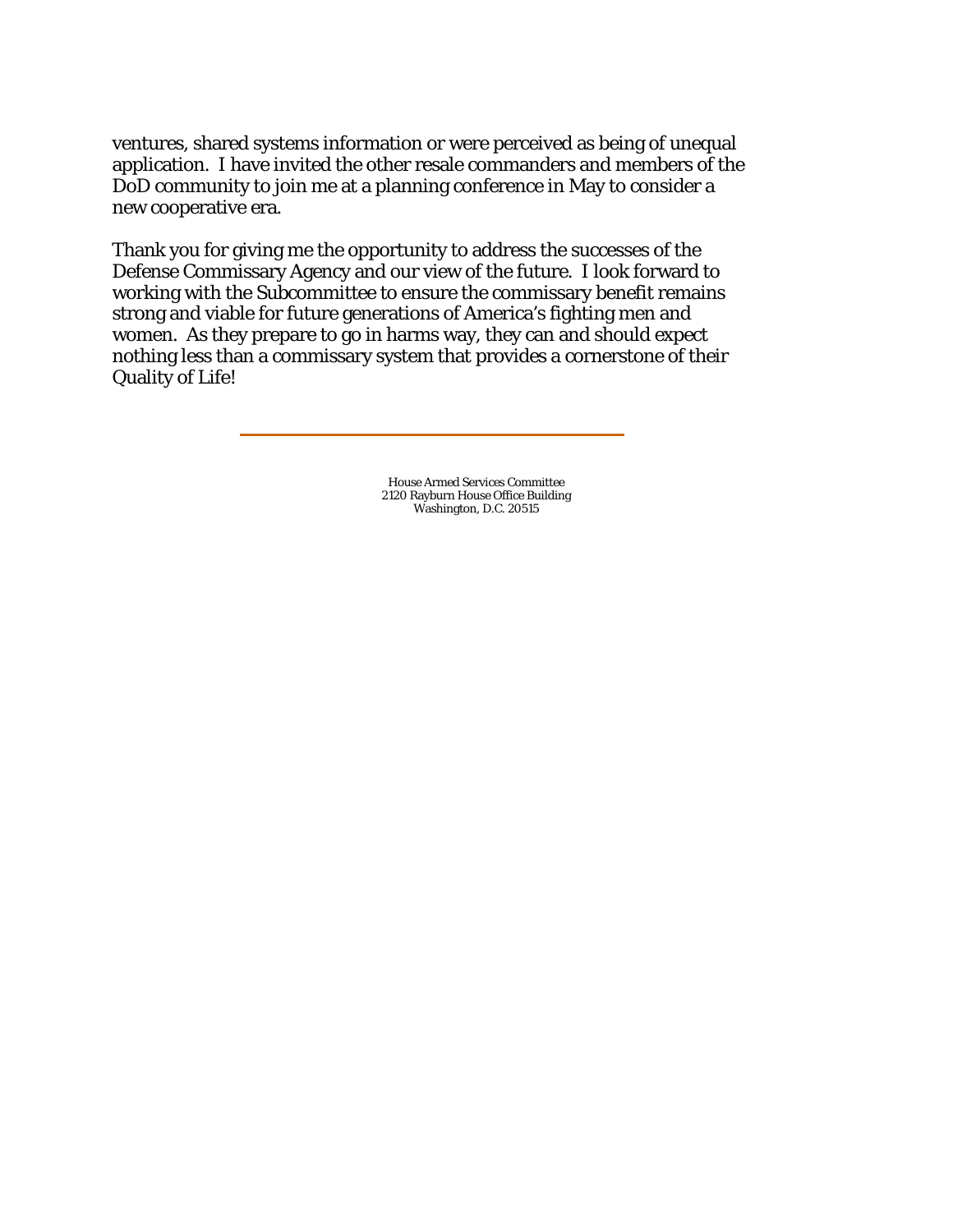ventures, shared systems information or were perceived as being of unequal application. I have invited the other resale commanders and members of the DoD community to join me at a planning conference in May to consider a new cooperative era.

Thank you for giving me the opportunity to address the successes of the Defense Commissary Agency and our view of the future. I look forward to working with the Subcommittee to ensure the commissary benefit remains strong and viable for future generations of America's fighting men and women. As they prepare to go in harms way, they can and should expect nothing less than a commissary system that provides a cornerstone of their Quality of Life!

---

House Armed Services Committee
2120 Rayburn House Office Building
Washington, D.C. 20515